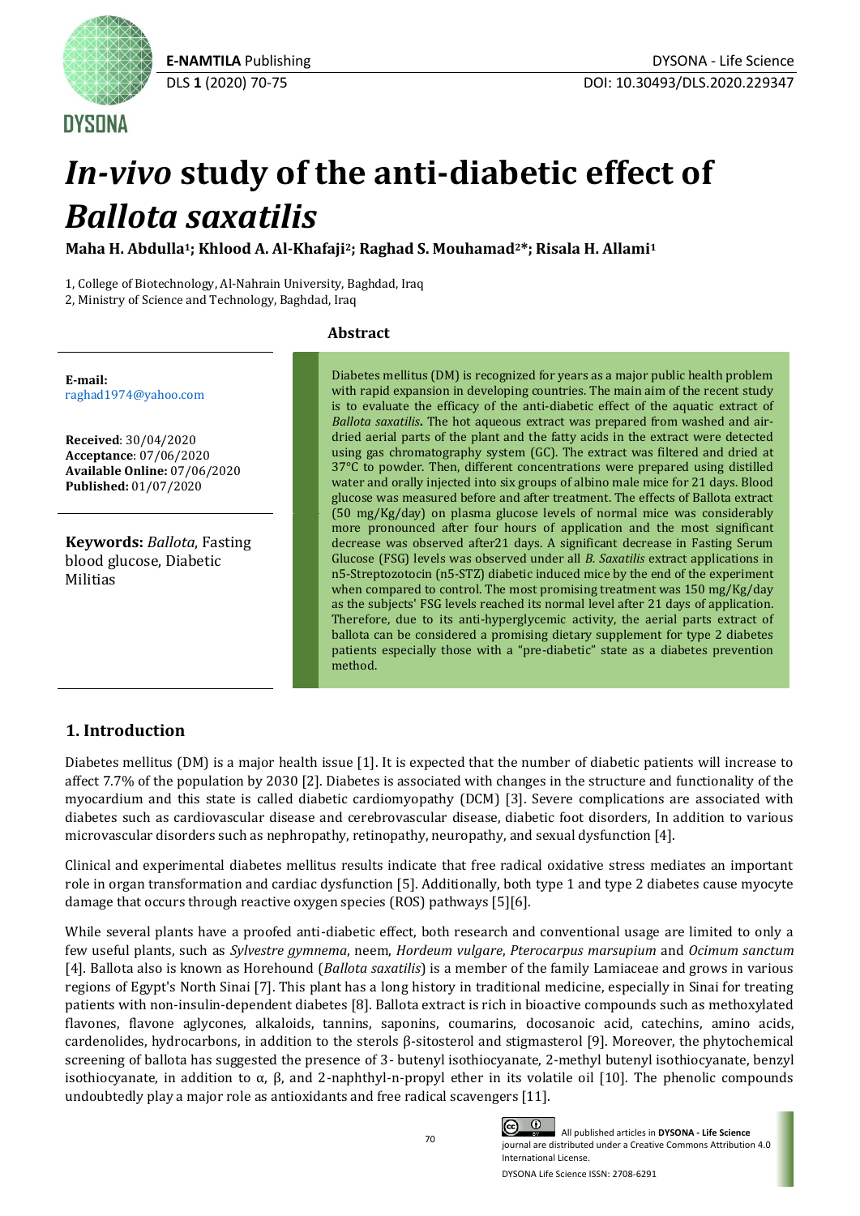# *In-vivo* study of the anti-diabetic effect of *Ballota saxatilis*

**Maha H. Abdulla[1]; Khlood A. Al-Khafaji[2]; Raghad S. Mouhamad[2]*; Risala H. Allami[1]**

1, College of Biotechnology, Al-Nahrain University, Baghdad, Iraq
2, Ministry of Science and Technology, Baghdad, Iraq

**E-mail:** raghad1974@yahoo.com

**Received**: 30/04/2020
**Acceptance**: 07/06/2020
**Available Online:** 07/06/2020
**Published:** 01/07/2020

**Keywords:** *Ballota*, Fasting blood glucose, Diabetic Militias

## Abstract

Diabetes mellitus (DM) is recognized for years as a major public health problem with rapid expansion in developing countries. The main aim of the recent study is to evaluate the efficacy of the anti-diabetic effect of the aquatic extract of *Ballota saxatilis***.** The hot aqueous extract was prepared from washed and air-dried aerial parts of the plant and the fatty acids in the extract were detected using gas chromatography system (GC). The extract was filtered and dried at 37°C to powder. Then, different concentrations were prepared using distilled water and orally injected into six groups of albino male mice for 21 days. Blood glucose was measured before and after treatment. The effects of Ballota extract (50 mg/Kg/day) on plasma glucose levels of normal mice was considerably more pronounced after four hours of application and the most significant decrease was observed after21 days. A significant decrease in Fasting Serum Glucose (FSG) levels was observed under all *B. Saxatilis* extract applications in n5-Streptozotocin (n5-STZ) diabetic induced mice by the end of the experiment when compared to control. The most promising treatment was 150 mg/Kg/day as the subjects' FSG levels reached its normal level after 21 days of application. Therefore, due to its anti-hyperglycemic activity, the aerial parts extract of ballota can be considered a promising dietary supplement for type 2 diabetes patients especially those with a "pre-diabetic" state as a diabetes prevention method.

## 1. Introduction

Diabetes mellitus (DM) is a major health issue [1]. It is expected that the number of diabetic patients will increase to affect 7.7% of the population by 2030 [2]. Diabetes is associated with changes in the structure and functionality of the myocardium and this state is called diabetic cardiomyopathy (DCM) [3]. Severe complications are associated with diabetes such as cardiovascular disease and cerebrovascular disease, diabetic foot disorders, In addition to various microvascular disorders such as nephropathy, retinopathy, neuropathy, and sexual dysfunction [4].

Clinical and experimental diabetes mellitus results indicate that free radical oxidative stress mediates an important role in organ transformation and cardiac dysfunction [5]. Additionally, both type 1 and type 2 diabetes cause myocyte damage that occurs through reactive oxygen species (ROS) pathways [5][6].

While several plants have a proofed anti-diabetic effect, both research and conventional usage are limited to only a few useful plants, such as *Sylvestre gymnema*, neem, *Hordeum vulgare*, *Pterocarpus marsupium* and *Ocimum sanctum* [4]*.* Ballota also is known as Horehound (*Ballota saxatilis*) is a member of the family Lamiaceae and grows in various regions of Egypt's North Sinai [7]. This plant has a long history in traditional medicine, especially in Sinai for treating patients with non-insulin-dependent diabetes [8]. Ballota extract is rich in bioactive compounds such as methoxylated flavones, flavone aglycones, alkaloids, tannins, saponins, coumarins, docosanoic acid, catechins, amino acids, cardenolides, hydrocarbons, in addition to the sterols β-sitosterol and stigmasterol [9]. Moreover, the phytochemical screening of ballota has suggested the presence of 3- butenyl isothiocyanate, 2-methyl butenyl isothiocyanate, benzyl isothiocyanate, in addition to α, β, and 2-naphthyl-n-propyl ether in its volatile oil [10]. The phenolic compounds undoubtedly play a major role as antioxidants and free radical scavengers [11].

All published articles in **DYSONA - Life Science** journal are distributed under a Creative Commons Attribution 4.0 International License.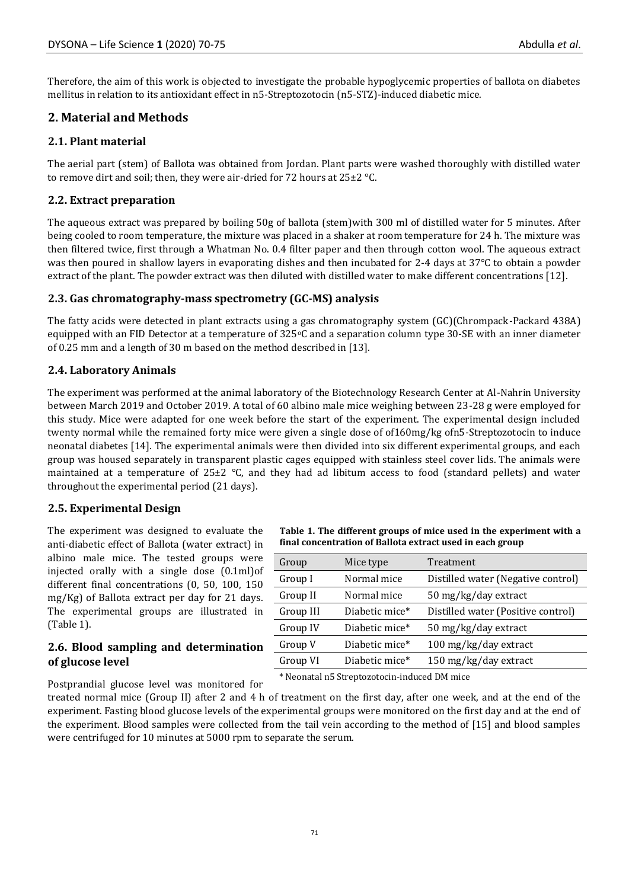Therefore, the aim of this work is objected to investigate the probable hypoglycemic properties of ballota on diabetes mellitus in relation to its antioxidant effect in n5-Streptozotocin (n5-STZ)-induced diabetic mice.

## 2. Material and Methods

### 2.1. Plant material

The aerial part (stem) of Ballota was obtained from Jordan. Plant parts were washed thoroughly with distilled water to remove dirt and soil; then, they were air-dried for 72 hours at 25±2 °C.

### 2.2. Extract preparation

The aqueous extract was prepared by boiling 50g of ballota (stem)with 300 ml of distilled water for 5 minutes. After being cooled to room temperature, the mixture was placed in a shaker at room temperature for 24 h. The mixture was then filtered twice, first through a Whatman No. 0.4 filter paper and then through cotton wool. The aqueous extract was then poured in shallow layers in evaporating dishes and then incubated for 2-4 days at 37°C to obtain a powder extract of the plant. The powder extract was then diluted with distilled water to make different concentrations [12].

### 2.3. Gas chromatography-mass spectrometry (GC-MS) analysis

The fatty acids were detected in plant extracts using a gas chromatography system (GC)(Chrompack-Packard 438A) equipped with an FID Detector at a temperature of 325°C and a separation column type 30-SE with an inner diameter of 0.25 mm and a length of 30 m based on the method described in [13].

### 2.4. Laboratory Animals

The experiment was performed at the animal laboratory of the Biotechnology Research Center at Al-Nahrin University between March 2019 and October 2019. A total of 60 albino male mice weighing between 23-28 g were employed for this study. Mice were adapted for one week before the start of the experiment. The experimental design included twenty normal while the remained forty mice were given a single dose of of160mg/kg ofn5-Streptozotocin to induce neonatal diabetes [14]. The experimental animals were then divided into six different experimental groups, and each group was housed separately in transparent plastic cages equipped with stainless steel cover lids. The animals were maintained at a temperature of 25±2 °C, and they had ad libitum access to food (standard pellets) and water throughout the experimental period (21 days).

### 2.5. Experimental Design

The experiment was designed to evaluate the anti-diabetic effect of Ballota (water extract) in albino male mice. The tested groups were injected orally with a single dose (0.1ml)of different final concentrations (0, 50, 100, 150 mg/Kg) of Ballota extract per day for 21 days. The experimental groups are illustrated in (Table 1).

**Table 1. The different groups of mice used in the experiment with a final concentration of Ballota extract used in each group**

| Group | Mice type | Treatment |
|---|---|---|
| Group I | Normal mice | Distilled water (Negative control) |
| Group II | Normal mice | 50 mg/kg/day extract |
| Group III | Diabetic mice* | Distilled water (Positive control) |
| Group IV | Diabetic mice* | 50 mg/kg/day extract |
| Group V | Diabetic mice* | 100 mg/kg/day extract |
| Group VI | Diabetic mice* | 150 mg/kg/day extract |

\* Neonatal n5 Streptozotocin-induced DM mice

### 2.6. Blood sampling and determination of glucose level

Postprandial glucose level was monitored for treated normal mice (Group II) after 2 and 4 h of treatment on the first day, after one week, and at the end of the experiment. Fasting blood glucose levels of the experimental groups were monitored on the first day and at the end of the experiment. Blood samples were collected from the tail vein according to the method of [15] and blood samples were centrifuged for 10 minutes at 5000 rpm to separate the serum.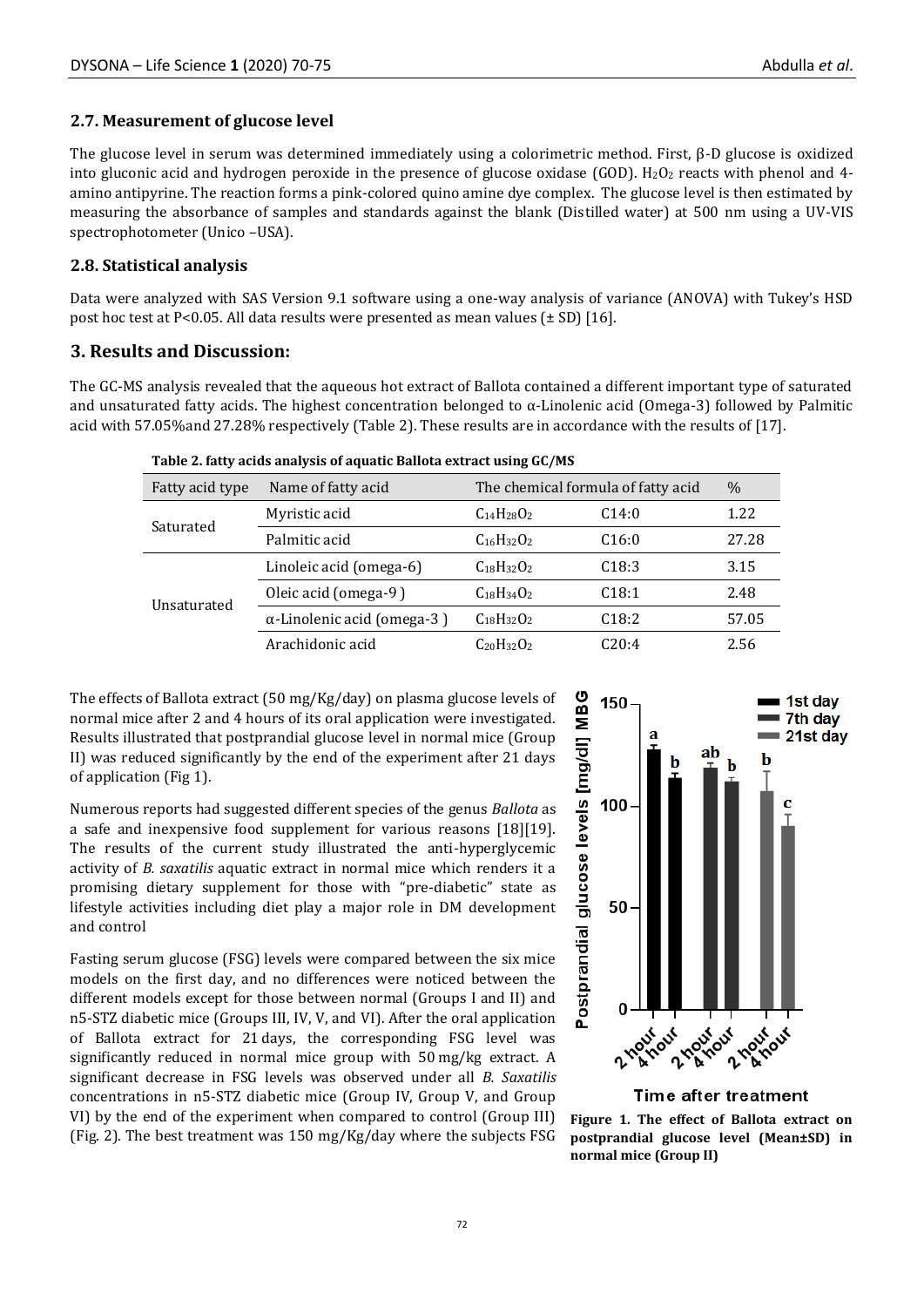### 2.7. Measurement of glucose level

The glucose level in serum was determined immediately using a colorimetric method. First, β-D glucose is oxidized into gluconic acid and hydrogen peroxide in the presence of glucose oxidase (GOD). $H_2O_2$ reacts with phenol and 4-amino antipyrine. The reaction forms a pink-colored quino amine dye complex. The glucose level is then estimated by measuring the absorbance of samples and standards against the blank (Distilled water) at 500 nm using a UV-VIS spectrophotometer (Unico –USA).

### 2.8. Statistical analysis

Data were analyzed with SAS Version 9.1 software using a one-way analysis of variance (ANOVA) with Tukey's HSD post hoc test at $P<0.05$. All data results were presented as mean values (± SD) [16].

## 3. Results and Discussion:

The GC-MS analysis revealed that the aqueous hot extract of Ballota contained a different important type of saturated and unsaturated fatty acids. The highest concentration belonged to α-Linolenic acid (Omega-3) followed by Palmitic acid with 57.05%and 27.28% respectively (Table 2). These results are in accordance with the results of [17].

**Table 2. fatty acids analysis of aquatic Ballota extract using GC/MS**

| Fatty acid type | Name of fatty acid | The chemical formula of fatty acid | | % |
|---|---|---|---|---|
| Saturated | Myristic acid | $C_{14}H_{28}O_2$ | C14:0 | 1.22 |
| | Palmitic acid | $C_{16}H_{32}O_2$ | C16:0 | 27.28 |
| Unsaturated | Linoleic acid (omega-6) | $C_{18}H_{32}O_2$ | C18:3 | 3.15 |
| | Oleic acid (omega-9 ) | $C_{18}H_{34}O_2$ | C18:1 | 2.48 |
| | α-Linolenic acid (omega-3 ) | $C_{18}H_{32}O_2$ | C18:2 | 57.05 |
| | Arachidonic acid | $C_{20}H_{32}O_2$ | C20:4 | 2.56 |

The effects of Ballota extract (50 mg/Kg/day) on plasma glucose levels of normal mice after 2 and 4 hours of its oral application were investigated. Results illustrated that postprandial glucose level in normal mice (Group II) was reduced significantly by the end of the experiment after 21 days of application (Fig 1).

Numerous reports had suggested different species of the genus *Ballota* as a safe and inexpensive food supplement for various reasons [18][19]. The results of the current study illustrated the anti-hyperglycemic activity of *B. saxatilis* aquatic extract in normal mice which renders it a promising dietary supplement for those with "pre-diabetic" state as lifestyle activities including diet play a major role in DM development and control

**Figure 1. The effect of Ballota extract on postprandial glucose level (Mean±SD) in normal mice (Group II)**

Fasting serum glucose (FSG) levels were compared between the six mice models on the first day, and no differences were noticed between the different models except for those between normal (Groups I and II) and n5-STZ diabetic mice (Groups III, IV, V, and VI). After the oral application of Ballota extract for 21 days, the corresponding FSG level was significantly reduced in normal mice group with 50 mg/kg extract. A significant decrease in FSG levels was observed under all *B. Saxatilis* concentrations in n5-STZ diabetic mice (Group IV, Group V, and Group VI) by the end of the experiment when compared to control (Group III) (Fig. 2). The best treatment was 150 mg/Kg/day where the subjects FSG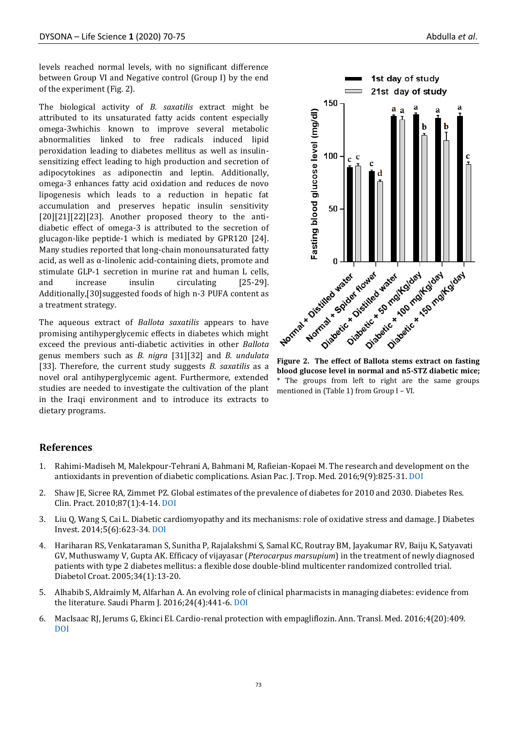levels reached normal levels, with no significant difference between Group VI and Negative control (Group I) by the end of the experiment (Fig. 2).

The biological activity of *B. saxatilis* extract might be attributed to its unsaturated fatty acids content especially omega-3whichis known to improve several metabolic abnormalities linked to free radicals induced lipid peroxidation leading to diabetes mellitus as well as insulin-sensitizing effect leading to high production and secretion of adipocytokines as adiponectin and leptin. Additionally, omega-3 enhances fatty acid oxidation and reduces de novo lipogenesis which leads to a reduction in hepatic fat accumulation and preserves hepatic insulin sensitivity [20][21][22][23]. Another proposed theory to the anti-diabetic effect of omega-3 is attributed to the secretion of glucagon-like peptide-1 which is mediated by GPR120 [24]. Many studies reported that long-chain monounsaturated fatty acid, as well as α-linolenic acid-containing diets, promote and stimulate GLP-1 secretion in murine rat and human L cells, and increase insulin circulating [25-29]. Additionally,[30]suggested foods of high n-3 PUFA content as a treatment strategy.

The aqueous extract of *Ballota saxatilis* appears to have promising antihyperglycemic effects in diabetes which might exceed the previous anti-diabetic activities in other *Ballota* genus members such as *B. nigra* [31][32] and *B. undulata* [33]. Therefore, the current study suggests *B. saxatilis* as a novel oral antihyperglycemic agent. Furthermore, extended studies are needed to investigate the cultivation of the plant in the Iraqi environment and to introduce its extracts to dietary programs.

**Figure 2. The effect of Ballota stems extract on fasting blood glucose level in normal and n5-STZ diabetic mice;**
* The groups from left to right are the same groups mentioned in (Table 1) from Group I – VI.

## References

1. Rahimi-Madiseh M, Malekpour-Tehrani A, Bahmani M, Rafieian-Kopaei M. The research and development on the antioxidants in prevention of diabetic complications. Asian Pac. J. Trop. Med. 2016;9(9):825-31. DOI
2. Shaw JE, Sicree RA, Zimmet PZ. Global estimates of the prevalence of diabetes for 2010 and 2030. Diabetes Res. Clin. Pract. 2010;87(1):4-14. DOI
3. Liu Q, Wang S, Cai L. Diabetic cardiomyopathy and its mechanisms: role of oxidative stress and damage. J Diabetes Invest. 2014;5(6):623-34. DOI
4. Hariharan RS, Venkataraman S, Sunitha P, Rajalakshmi S, Samal KC, Routray BM, Jayakumar RV, Baiju K, Satyavati GV, Muthuswamy V, Gupta AK. Efficacy of vijayasar (*Pterocarpus marsupium*) in the treatment of newly diagnosed patients with type 2 diabetes mellitus: a flexible dose double-blind multicenter randomized controlled trial. Diabetol Croat. 2005;34(1):13-20.
5. Alhabib S, Aldraimly M, Alfarhan A. An evolving role of clinical pharmacists in managing diabetes: evidence from the literature. Saudi Pharm J. 2016;24(4):441-6. DOI
6. MacIsaac RJ, Jerums G, Ekinci EI. Cardio-renal protection with empagliflozin. Ann. Transl. Med. 2016;4(20):409. DOI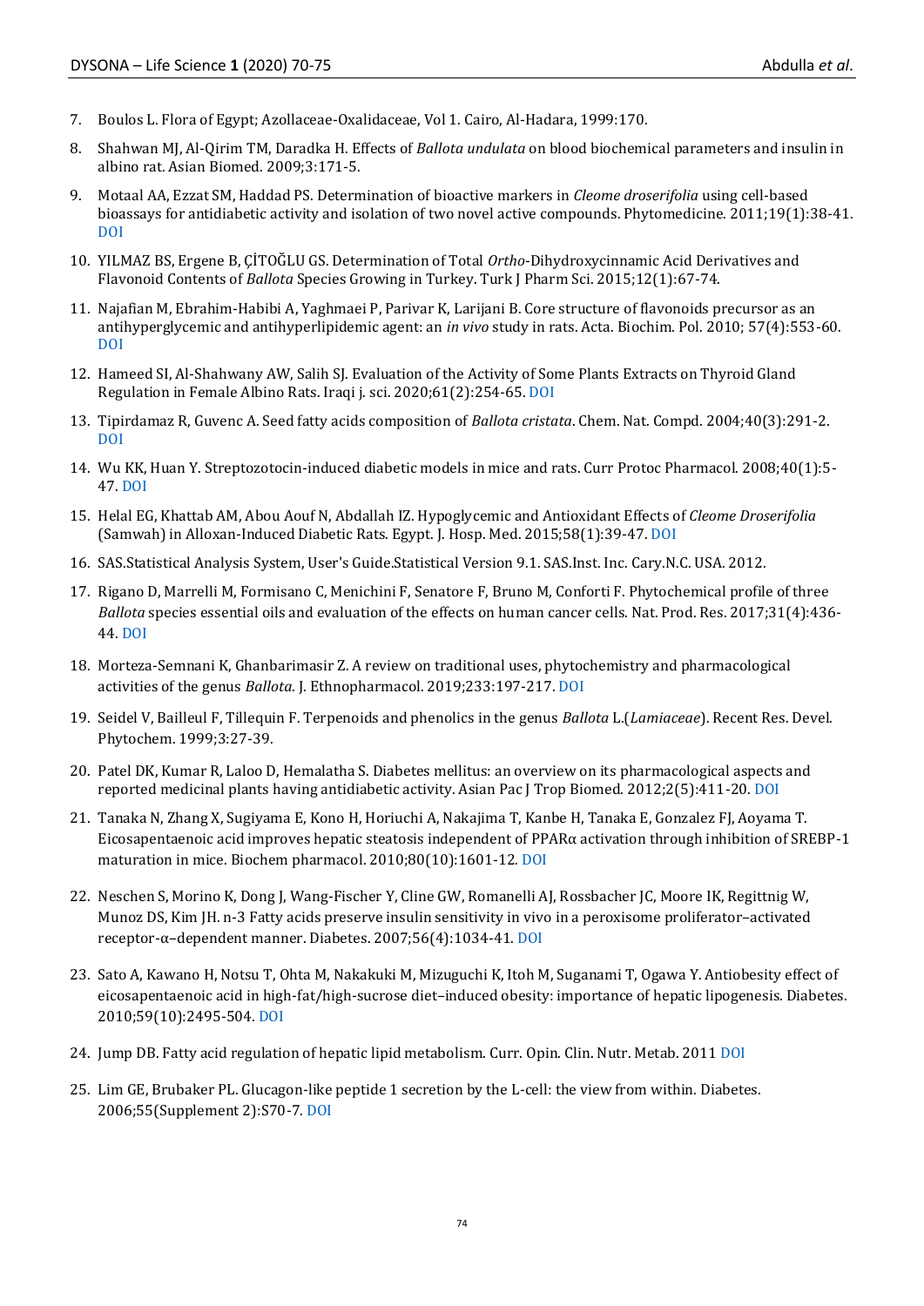7. Boulos L. Flora of Egypt; Azollaceae-Oxalidaceae, Vol 1. Cairo, Al-Hadara, 1999:170.

8. Shahwan MJ, Al-Qirim TM, Daradka H. Effects of *Ballota undulata* on blood biochemical parameters and insulin in albino rat. Asian Biomed. 2009;3:171-5.

9. Motaal AA, Ezzat SM, Haddad PS. Determination of bioactive markers in *Cleome droserifolia* using cell-based bioassays for antidiabetic activity and isolation of two novel active compounds. Phytomedicine. 2011;19(1):38-41. DOI

10. YILMAZ BS, Ergene B, ÇİTOĞLU GS. Determination of Total *Ortho*-Dihydroxycinnamic Acid Derivatives and Flavonoid Contents of *Ballota* Species Growing in Turkey. Turk J Pharm Sci. 2015;12(1):67-74.

11. Najafian M, Ebrahim-Habibi A, Yaghmaei P, Parivar K, Larijani B. Core structure of flavonoids precursor as an antihyperglycemic and antihyperlipidemic agent: an *in vivo* study in rats. Acta. Biochim. Pol. 2010; 57(4):553-60. DOI

12. Hameed SI, Al-Shahwany AW, Salih SJ. Evaluation of the Activity of Some Plants Extracts on Thyroid Gland Regulation in Female Albino Rats. Iraqi j. sci. 2020;61(2):254-65. DOI

13. Tipirdamaz R, Guvenc A. Seed fatty acids composition of *Ballota cristata*. Chem. Nat. Compd. 2004;40(3):291-2. DOI

14. Wu KK, Huan Y. Streptozotocin-induced diabetic models in mice and rats. Curr Protoc Pharmacol. 2008;40(1):5-47. DOI

15. Helal EG, Khattab AM, Abou Aouf N, Abdallah IZ. Hypoglycemic and Antioxidant Effects of *Cleome Droserifolia* (Samwah) in Alloxan-Induced Diabetic Rats. Egypt. J. Hosp. Med. 2015;58(1):39-47. DOI

16. SAS.Statistical Analysis System, User's Guide.Statistical Version 9.1. SAS.Inst. Inc. Cary.N.C. USA. 2012.

17. Rigano D, Marrelli M, Formisano C, Menichini F, Senatore F, Bruno M, Conforti F. Phytochemical profile of three *Ballota* species essential oils and evaluation of the effects on human cancer cells. Nat. Prod. Res. 2017;31(4):436-44. DOI

18. Morteza-Semnani K, Ghanbarimasir Z. A review on traditional uses, phytochemistry and pharmacological activities of the genus *Ballota*. J. Ethnopharmacol. 2019;233:197-217. DOI

19. Seidel V, Bailleul F, Tillequin F. Terpenoids and phenolics in the genus *Ballota* L.(*Lamiaceae*). Recent Res. Devel. Phytochem. 1999;3:27-39.

20. Patel DK, Kumar R, Laloo D, Hemalatha S. Diabetes mellitus: an overview on its pharmacological aspects and reported medicinal plants having antidiabetic activity. Asian Pac J Trop Biomed. 2012;2(5):411-20. DOI

21. Tanaka N, Zhang X, Sugiyama E, Kono H, Horiuchi A, Nakajima T, Kanbe H, Tanaka E, Gonzalez FJ, Aoyama T. Eicosapentaenoic acid improves hepatic steatosis independent of PPARα activation through inhibition of SREBP-1 maturation in mice. Biochem pharmacol. 2010;80(10):1601-12. DOI

22. Neschen S, Morino K, Dong J, Wang-Fischer Y, Cline GW, Romanelli AJ, Rossbacher JC, Moore IK, Regittnig W, Munoz DS, Kim JH. n-3 Fatty acids preserve insulin sensitivity in vivo in a peroxisome proliferator–activated receptor-α–dependent manner. Diabetes. 2007;56(4):1034-41. DOI

23. Sato A, Kawano H, Notsu T, Ohta M, Nakakuki M, Mizuguchi K, Itoh M, Suganami T, Ogawa Y. Antiobesity effect of eicosapentaenoic acid in high-fat/high-sucrose diet–induced obesity: importance of hepatic lipogenesis. Diabetes. 2010;59(10):2495-504. DOI

24. Jump DB. Fatty acid regulation of hepatic lipid metabolism. Curr. Opin. Clin. Nutr. Metab. 2011 DOI

25. Lim GE, Brubaker PL. Glucagon-like peptide 1 secretion by the L-cell: the view from within. Diabetes. 2006;55(Supplement 2):S70-7. DOI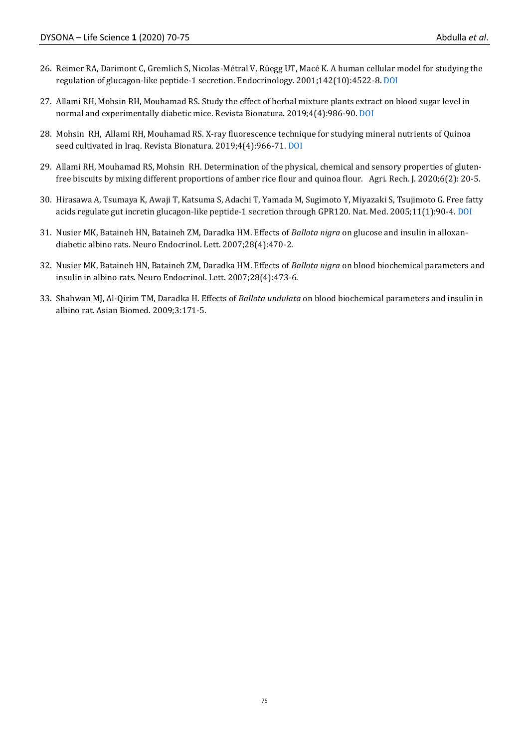26. Reimer RA, Darimont C, Gremlich S, Nicolas-Métral V, Rüegg UT, Macé K. A human cellular model for studying the regulation of glucagon-like peptide-1 secretion. Endocrinology. 2001;142(10):4522-8. DOI

27. Allami RH, Mohsin RH, Mouhamad RS. Study the effect of herbal mixture plants extract on blood sugar level in normal and experimentally diabetic mice. Revista Bionatura. 2019;4(4):986-90. DOI

28. Mohsin RH, Allami RH, Mouhamad RS. X-ray fluorescence technique for studying mineral nutrients of Quinoa seed cultivated in Iraq. Revista Bionatura. 2019;4(4):966-71. DOI

29. Allami RH, Mouhamad RS, Mohsin RH. Determination of the physical, chemical and sensory properties of gluten-free biscuits by mixing different proportions of amber rice flour and quinoa flour. Agri. Rech. J. 2020;6(2): 20-5.

30. Hirasawa A, Tsumaya K, Awaji T, Katsuma S, Adachi T, Yamada M, Sugimoto Y, Miyazaki S, Tsujimoto G. Free fatty acids regulate gut incretin glucagon-like peptide-1 secretion through GPR120. Nat. Med. 2005;11(1):90-4. DOI

31. Nusier MK, Bataineh HN, Bataineh ZM, Daradka HM. Effects of *Ballota nigra* on glucose and insulin in alloxan-diabetic albino rats. Neuro Endocrinol. Lett. 2007;28(4):470-2.

32. Nusier MK, Bataineh HN, Bataineh ZM, Daradka HM. Effects of *Ballota nigra* on blood biochemical parameters and insulin in albino rats. Neuro Endocrinol. Lett. 2007;28(4):473-6.

33. Shahwan MJ, Al-Qirim TM, Daradka H. Effects of *Ballota undulata* on blood biochemical parameters and insulin in albino rat. Asian Biomed. 2009;3:171-5.